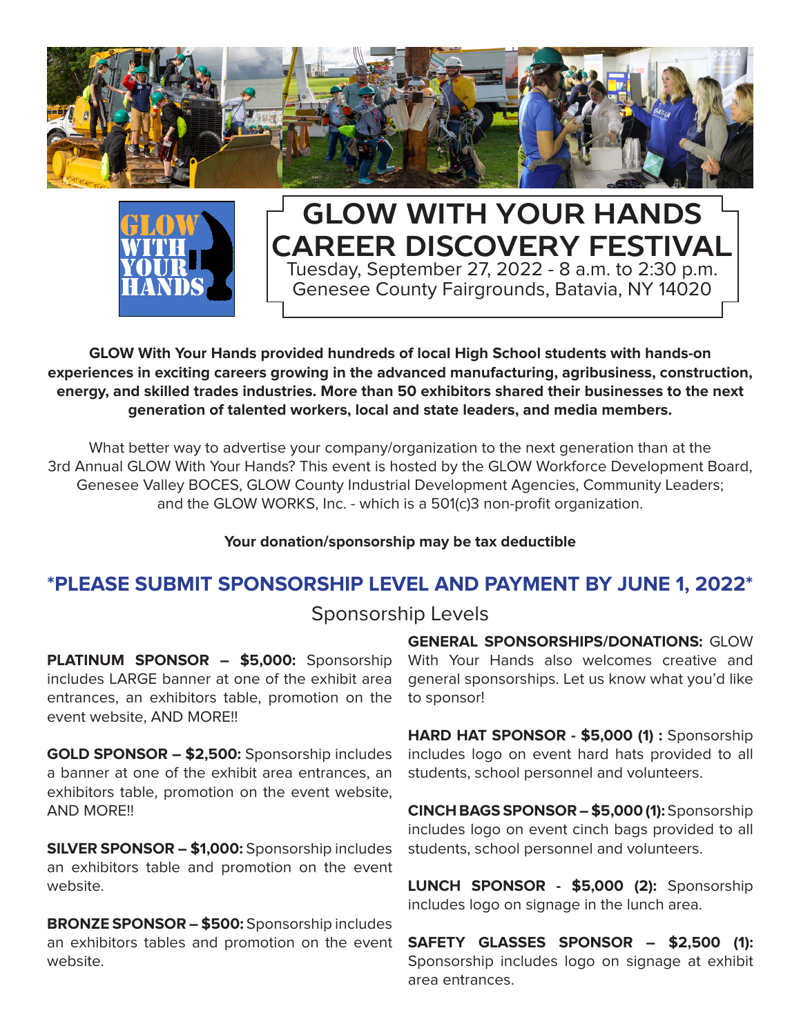# GLOW WITH YOUR HANDS CAREER DISCOVERY FESTIVAL

Tuesday, September 27, 2022 - 8 a.m. to 2:30 p.m.
Genesee County Fairgrounds, Batavia, NY 14020

**GLOW With Your Hands provided hundreds of local High School students with hands-on experiences in exciting careers growing in the advanced manufacturing, agribusiness, construction, energy, and skilled trades industries. More than 50 exhibitors shared their businesses to the next generation of talented workers, local and state leaders, and media members.**

What better way to advertise your company/organization to the next generation than at the 3rd Annual GLOW With Your Hands? This event is hosted by the GLOW Workforce Development Board, Genesee Valley BOCES, GLOW County Industrial Development Agencies, Community Leaders; and the GLOW WORKS, Inc. - which is a 501(c)3 non-profit organization.

**Your donation/sponsorship may be tax deductible**

## *PLEASE SUBMIT SPONSORSHIP LEVEL AND PAYMENT BY JUNE 1, 2022*

### Sponsorship Levels

**PLATINUM SPONSOR – $5,000:** Sponsorship includes LARGE banner at one of the exhibit area entrances, an exhibitors table, promotion on the event website, AND MORE!!

**GOLD SPONSOR – $2,500:** Sponsorship includes a banner at one of the exhibit area entrances, an exhibitors table, promotion on the event website, AND MORE!!

**SILVER SPONSOR – $1,000:** Sponsorship includes an exhibitors table and promotion on the event website.

**BRONZE SPONSOR – $500:** Sponsorship includes an exhibitors tables and promotion on the event website.

**GENERAL SPONSORSHIPS/DONATIONS:** GLOW With Your Hands also welcomes creative and general sponsorships. Let us know what you'd like to sponsor!

**HARD HAT SPONSOR - $5,000 (1) :** Sponsorship includes logo on event hard hats provided to all students, school personnel and volunteers.

**CINCH BAGS SPONSOR – $5,000 (1):** Sponsorship includes logo on event cinch bags provided to all students, school personnel and volunteers.

**LUNCH SPONSOR - $5,000 (2):** Sponsorship includes logo on signage in the lunch area.

**SAFETY GLASSES SPONSOR – $2,500 (1):** Sponsorship includes logo on signage at exhibit area entrances.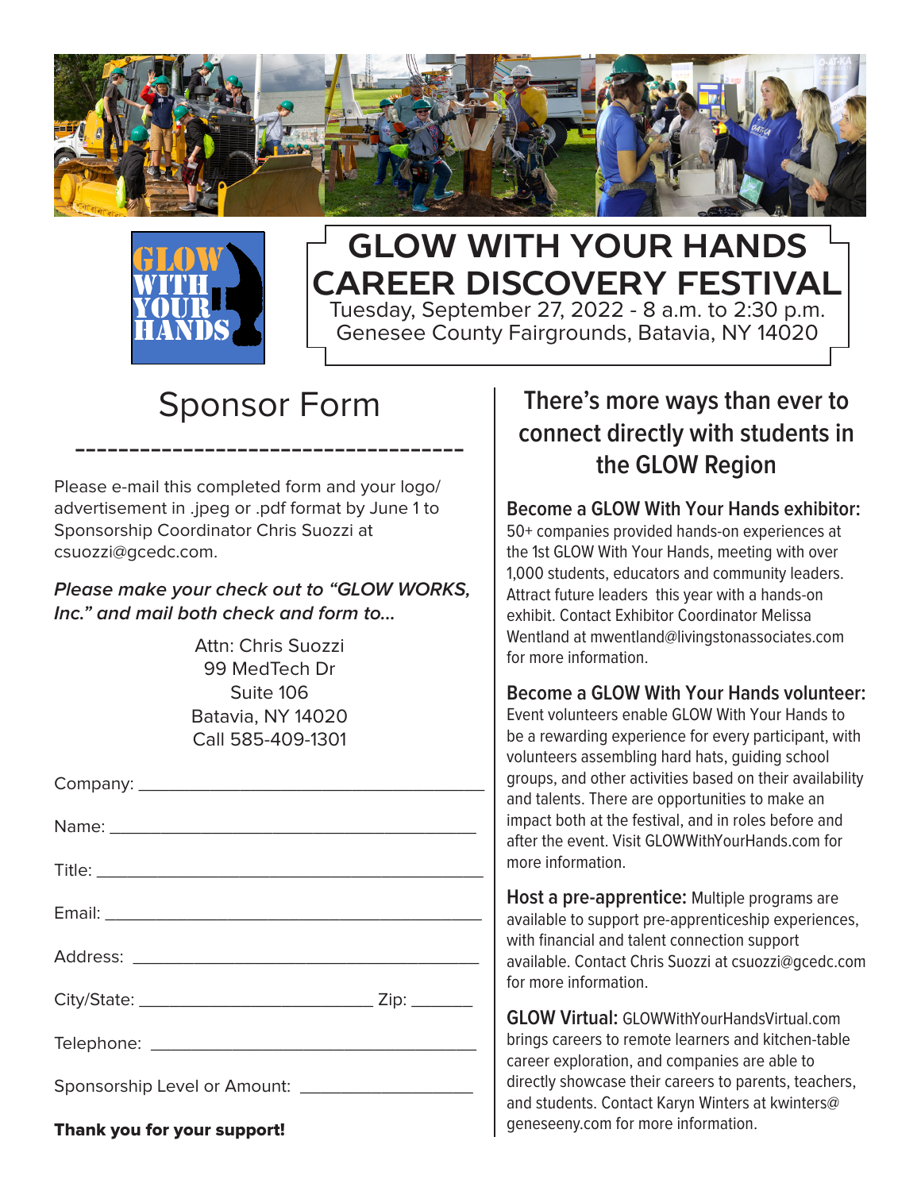# GLOW WITH YOUR HANDS CAREER DISCOVERY FESTIVAL

Tuesday, September 27, 2022 - 8 a.m. to 2:30 p.m.
Genesee County Fairgrounds, Batavia, NY 14020

## Sponsor Form

Please e-mail this completed form and your logo/ advertisement in .jpeg or .pdf format by June 1 to Sponsorship Coordinator Chris Suozzi at csuozzi@gcedc.com.

***Please make your check out to "GLOW WORKS, Inc." and mail both check and form to...***

Attn: Chris Suozzi
99 MedTech Dr
Suite 106
Batavia, NY 14020
Call 585-409-1301

Company: ______________________________________

Name: ______________________________________

Title: ______________________________________

Email: ______________________________________

Address: ______________________________________

City/State: ________________________ Zip: ______

Telephone: ______________________________________

Sponsorship Level or Amount: ________________

**Thank you for your support!**

## There's more ways than ever to connect directly with students in the GLOW Region

**Become a GLOW With Your Hands exhibitor:** 50+ companies provided hands-on experiences at the 1st GLOW With Your Hands, meeting with over 1,000 students, educators and community leaders. Attract future leaders this year with a hands-on exhibit. Contact Exhibitor Coordinator Melissa Wentland at mwentland@livingstonassociates.com for more information.

**Become a GLOW With Your Hands volunteer:** Event volunteers enable GLOW With Your Hands to be a rewarding experience for every participant, with volunteers assembling hard hats, guiding school groups, and other activities based on their availability and talents. There are opportunities to make an impact both at the festival, and in roles before and after the event. Visit GLOWWithYourHands.com for more information.

**Host a pre-apprentice:** Multiple programs are available to support pre-apprenticeship experiences, with financial and talent connection support available. Contact Chris Suozzi at csuozzi@gcedc.com for more information.

**GLOW Virtual:** GLOWWithYourHandsVirtual.com brings careers to remote learners and kitchen-table career exploration, and companies are able to directly showcase their careers to parents, teachers, and students. Contact Karyn Winters at kwinters@geneseeny.com for more information.